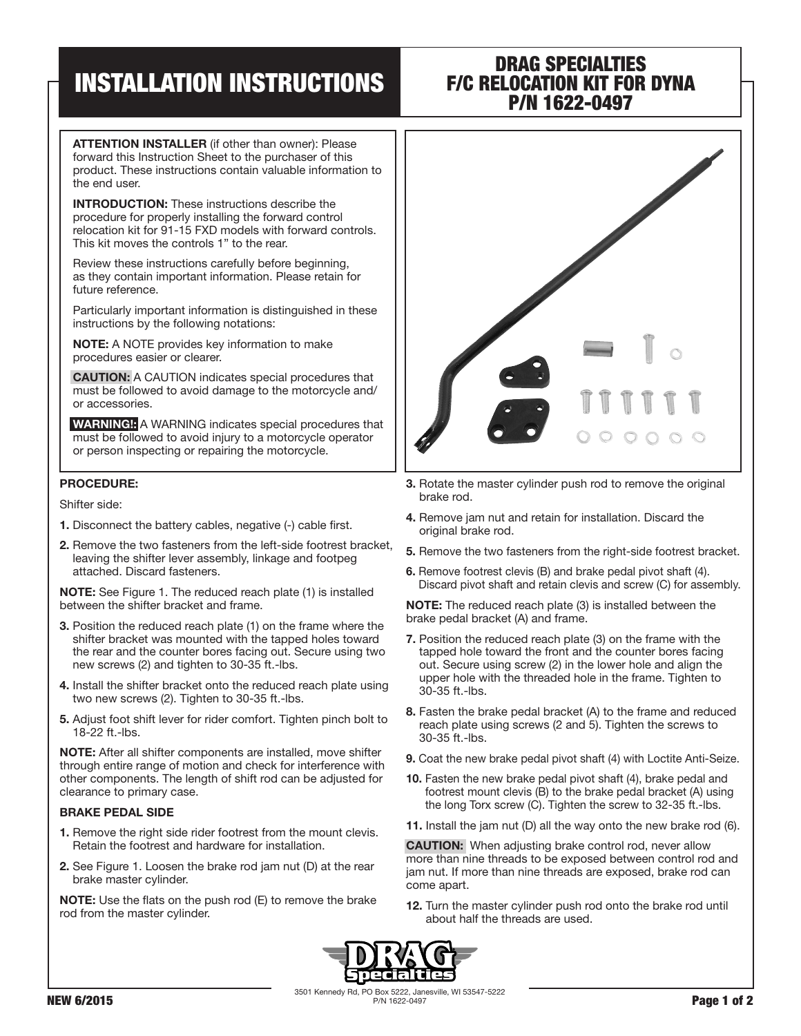# INSTALLATION INSTRUCTIONS

## DRAG SPECIALTIES F/C RELOCATION KIT FOR DYNA P/N 1622-0497

**ATTENTION INSTALLER** (if other than owner): Please forward this Instruction Sheet to the purchaser of this product. These instructions contain valuable information to the end user.

**INTRODUCTION:** These instructions describe the procedure for properly installing the forward control relocation kit for 91-15 FXD models with forward controls. This kit moves the controls 1" to the rear.

Review these instructions carefully before beginning, as they contain important information. Please retain for future reference.

Particularly important information is distinguished in these instructions by the following notations:

**NOTE:** A NOTE provides key information to make procedures easier or clearer.

**CAUTION:** A CAUTION indicates special procedures that must be followed to avoid damage to the motorcycle and/or accessories.

**WARNING!:** A WARNING indicates special procedures that must be followed to avoid injury to a motorcycle operator or person inspecting or repairing the motorcycle.

### PROCEDURE:

Shifter side:

1. Disconnect the battery cables, negative (-) cable first.
2. Remove the two fasteners from the left-side footrest bracket, leaving the shifter lever assembly, linkage and footpeg attached. Discard fasteners.

**NOTE:** See Figure 1. The reduced reach plate (1) is installed between the shifter bracket and frame.

3. Position the reduced reach plate (1) on the frame where the shifter bracket was mounted with the tapped holes toward the rear and the counter bores facing out. Secure using two new screws (2) and tighten to 30-35 ft.-lbs.
4. Install the shifter bracket onto the reduced reach plate using two new screws (2). Tighten to 30-35 ft.-lbs.
5. Adjust foot shift lever for rider comfort. Tighten pinch bolt to 18-22 ft.-lbs.

**NOTE:** After all shifter components are installed, move shifter through entire range of motion and check for interference with other components. The length of shift rod can be adjusted for clearance to primary case.

### BRAKE PEDAL SIDE

1. Remove the right side rider footrest from the mount clevis. Retain the footrest and hardware for installation.
2. See Figure 1. Loosen the brake rod jam nut (D) at the rear brake master cylinder.

**NOTE:** Use the flats on the push rod (E) to remove the brake rod from the master cylinder.

3. Rotate the master cylinder push rod to remove the original brake rod.
4. Remove jam nut and retain for installation. Discard the original brake rod.
5. Remove the two fasteners from the right-side footrest bracket.
6. Remove footrest clevis (B) and brake pedal pivot shaft (4). Discard pivot shaft and retain clevis and screw (C) for assembly.

**NOTE:** The reduced reach plate (3) is installed between the brake pedal bracket (A) and frame.

7. Position the reduced reach plate (3) on the frame with the tapped hole toward the front and the counter bores facing out. Secure using screw (2) in the lower hole and align the upper hole with the threaded hole in the frame. Tighten to 30-35 ft.-lbs.
8. Fasten the brake pedal bracket (A) to the frame and reduced reach plate using screws (2 and 5). Tighten the screws to 30-35 ft.-lbs.
9. Coat the new brake pedal pivot shaft (4) with Loctite Anti-Seize.
10. Fasten the new brake pedal pivot shaft (4), brake pedal and footrest mount clevis (B) to the brake pedal bracket (A) using the long Torx screw (C). Tighten the screw to 32-35 ft.-lbs.
11. Install the jam nut (D) all the way onto the new brake rod (6).

**CAUTION:** When adjusting brake control rod, never allow more than nine threads to be exposed between control rod and jam nut. If more than nine threads are exposed, brake rod can come apart.

12. Turn the master cylinder push rod onto the brake rod until about half the threads are used.

3501 Kennedy Rd, PO Box 5222, Janesville, WI 53547-5222
P/N 1622-0497

NEW 6/2015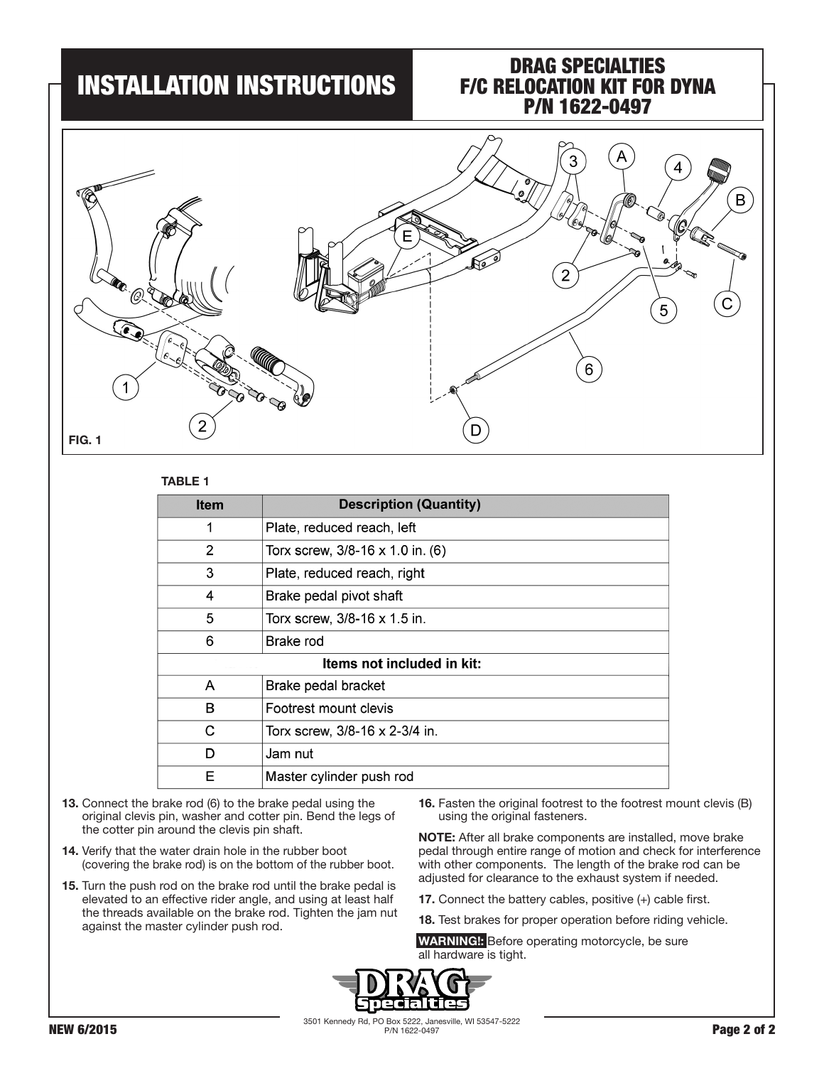# INSTALLATION INSTRUCTIONS

## DRAG SPECIALTIES F/C RELOCATION KIT FOR DYNA P/N 1622-0497

FIG. 1

**TABLE 1**

| Item | Description (Quantity) |
|---|---|
| 1 | Plate, reduced reach, left |
| 2 | Torx screw, 3/8-16 x 1.0 in. (6) |
| 3 | Plate, reduced reach, right |
| 4 | Brake pedal pivot shaft |
| 5 | Torx screw, 3/8-16 x 1.5 in. |
| 6 | Brake rod |
| **Items not included in kit:** | |
| A | Brake pedal bracket |
| B | Footrest mount clevis |
| C | Torx screw, 3/8-16 x 2-3/4 in. |
| D | Jam nut |
| E | Master cylinder push rod |

**13.** Connect the brake rod (6) to the brake pedal using the original clevis pin, washer and cotter pin. Bend the legs of the cotter pin around the clevis pin shaft.

**14.** Verify that the water drain hole in the rubber boot (covering the brake rod) is on the bottom of the rubber boot.

**15.** Turn the push rod on the brake rod until the brake pedal is elevated to an effective rider angle, and using at least half the threads available on the brake rod. Tighten the jam nut against the master cylinder push rod.

**16.** Fasten the original footrest to the footrest mount clevis (B) using the original fasteners.

**NOTE:** After all brake components are installed, move brake pedal through entire range of motion and check for interference with other components. The length of the brake rod can be adjusted for clearance to the exhaust system if needed.

**17.** Connect the battery cables, positive (+) cable first.

**18.** Test brakes for proper operation before riding vehicle.

**WARNING!:** Before operating motorcycle, be sure all hardware is tight.

DRAG Specialties

3501 Kennedy Rd, PO Box 5222, Janesville, WI 53547-5222
P/N 1622-0497

NEW 6/2015